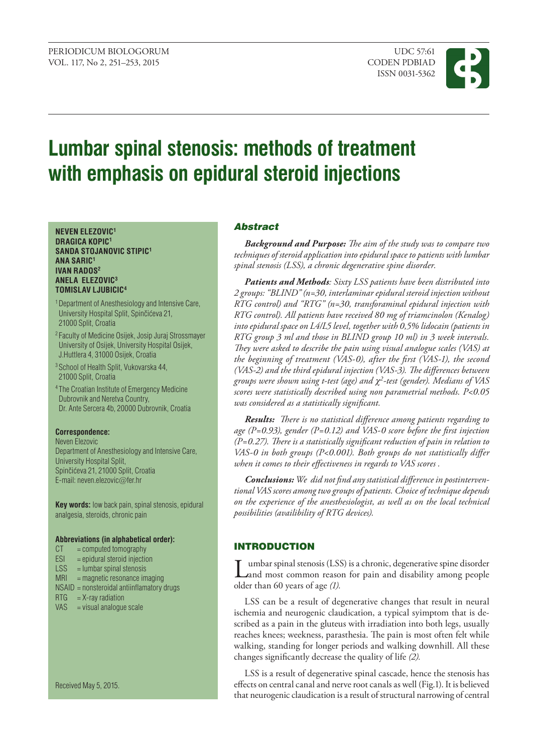# Lumbar spinal stenosis: methods of treatment with emphasis on epidural steroid injections

**NEVEN ELEZOVIC[1]**
**DRAGICA KOPIC[1]**
**SANDA STOJANOVIC STIPIC[1]**
**ANA SARIC[1]**
**IVAN RADOS[2]**
**ANELA ELEZOVIC[3]**
**TOMISLAV LJUBICIC[4]**

[1] Department of Anesthesiology and Intensive Care, University Hospital Split, Spinčićeva 21, 21000 Split, Croatia

[2] Faculty of Medicine Osijek, Josip Juraj Strossmayer University of Osijek, University Hospital Osijek, J.Huttlera 4, 31000 Osijek, Croatia

[3] School of Health Split, Vukovarska 44, 21000 Split, Croatia

[4] The Croatian Institute of Emergency Medicine Dubrovnik and Neretva Country, Dr. Ante Sercera 4b, 20000 Dubrovnik, Croatia

**Correspondence:**
Neven Elezovic
Department of Anesthesiology and Intensive Care, University Hospital Split,
Spinčićeva 21, 21000 Split, Croatia
E-mail: neven.elezovic@fer.hr

**Key words:** low back pain, spinal stenosis, epidural analgesia, steroids, chronic pain

**Abbreviations (in alphabetical order):**
CT = computed tomography
ESI = epidural steroid injection
LSS = lumbar spinal stenosis
MRI = magnetic resonance imaging
NSAID = nonsteroidal antiinflamatory drugs
RTG = X-ray radiation
VAS = visual analogue scale

Received May 5, 2015.

## Abstract

***Background and Purpose:*** *The aim of the study was to compare two techniques of steroid application into epidural space to patients with lumbar spinal stenosis (LSS), a chronic degenerative spine disorder.*

***Patients and Methods****: Sixty LSS patients have been distributed into 2 groups: "BLIND" (n=30, interlaminar epidural steroid injection without RTG control) and "RTG" (n=30, transforaminal epidural injection with RTG control). All patients have received 80 mg of triamcinolon (Kenalog) into epidural space on L4/L5 level, together with 0,5% lidocain (patients in RTG group 3 ml and those in BLIND group 10 ml) in 3 week intervals. They were asked to describe the pain using visual analogue scales (VAS) at the beginning of treatment (VAS-0), after the first (VAS-1), the second (VAS-2) and the third epidural injection (VAS-3). The differences between groups were shown using t-test (age) and $\chi^2$-test (gender). Medians of VAS scores were statistically described using non parametrial methods. P<0.05 was considered as a statistically significant.*

***Results:*** *There is no statistical difference among patients regarding to age (P=0.93), gender (P=0.12) and VAS-0 score before the first injection (P=0.27). There is a statistically significant reduction of pain in relation to VAS-0 in both groups (P<0.001). Both groups do not statistically differ when it comes to their effectiveness in regards to VAS scores .*

***Conclusions:*** *We did not find any statistical difference in postinterventional VAS scores among two groups of patients. Choice of technique depends on the experience of the anesthesiologist, as well as on the local technical possibilities (availibility of RTG devices).*

## INTRODUCTION

Lumbar spinal stenosis (LSS) is a chronic, degenerative spine disorder and most common reason for pain and disability among people older than 60 years of age *(1).*

LSS can be a result of degenerative changes that result in neural ischemia and neurogenic claudication, a typical syimptom that is described as a pain in the gluteus with irradiation into both legs, usually reaches knees; weekness, parasthesia. The pain is most often felt while walking, standing for longer periods and walking downhill. All these changes significantly decrease the quality of life *(2).*

LSS is a result of degenerative spinal cascade, hence the stenosis has effects on central canal and nerve root canals as well (Fig.1). It is believed that neurogenic claudication is a result of structural narrowing of central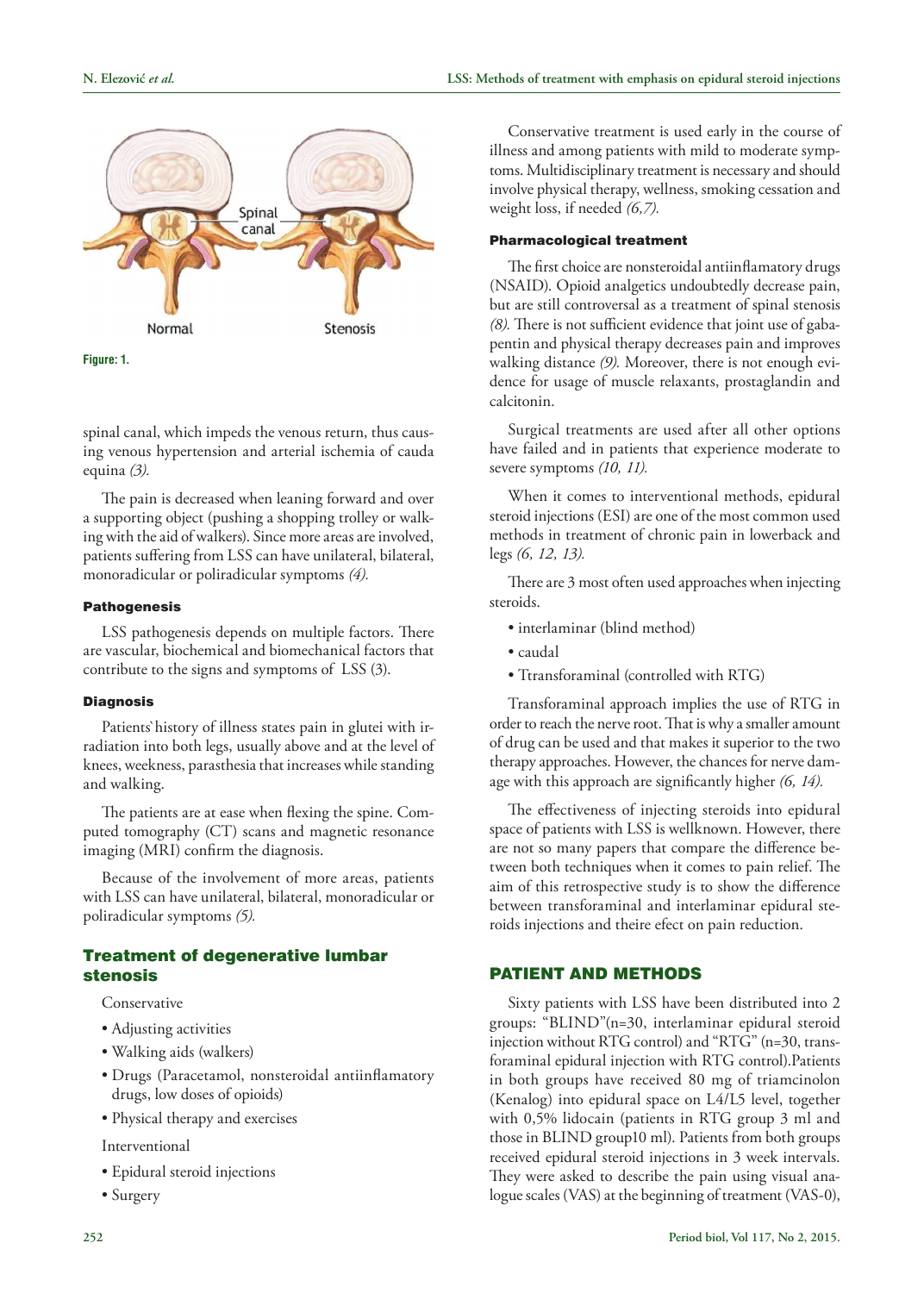Spinal canal

Normal

Stenosis

**Figure: 1.**

spinal canal, which impeds the venous return, thus causing venous hypertension and arterial ischemia of cauda equina *(3).*

The pain is decreased when leaning forward and over a supporting object (pushing a shopping trolley or walking with the aid of walkers). Since more areas are involved, patients suffering from LSS can have unilateral, bilateral, monoradicular or poliradicular symptoms *(4).*

#### Pathogenesis

LSS pathogenesis depends on multiple factors. There are vascular, biochemical and biomechanical factors that contribute to the signs and symptoms of LSS (3).

#### Diagnosis

Patients`history of illness states pain in glutei with irradiation into both legs, usually above and at the level of knees, weekness, parasthesia that increases while standing and walking.

The patients are at ease when flexing the spine. Computed tomography (CT) scans and magnetic resonance imaging (MRI) confirm the diagnosis.

Because of the involvement of more areas, patients with LSS can have unilateral, bilateral, monoradicular or poliradicular symptoms *(5).*

### Treatment of degenerative lumbar stenosis

Conservative

- Adjusting activities
- Walking aids (walkers)
- Drugs (Paracetamol, nonsteroidal antiinflamatory drugs, low doses of opioids)
- Physical therapy and exercises

Interventional

- Epidural steroid injections
- Surgery

Conservative treatment is used early in the course of illness and among patients with mild to moderate symptoms. Multidisciplinary treatment is necessary and should involve physical therapy, wellness, smoking cessation and weight loss, if needed *(6,7).*

#### Pharmacological treatment

The first choice are nonsteroidal antiinflamatory drugs (NSAID). Opioid analgetics undoubtedly decrease pain, but are still controversal as a treatment of spinal stenosis *(8).* There is not sufficient evidence that joint use of gabapentin and physical therapy decreases pain and improves walking distance *(9).* Moreover, there is not enough evidence for usage of muscle relaxants, prostaglandin and calcitonin.

Surgical treatments are used after all other options have failed and in patients that experience moderate to severe symptoms *(10, 11).*

When it comes to interventional methods, epidural steroid injections (ESI) are one of the most common used methods in treatment of chronic pain in lowerback and legs *(6, 12, 13).*

There are 3 most often used approaches when injecting steroids.

- interlaminar (blind method)
- caudal
- Ttransforaminal (controlled with RTG)

Transforaminal approach implies the use of RTG in order to reach the nerve root. That is why a smaller amount of drug can be used and that makes it superior to the two therapy approaches. However, the chances for nerve damage with this approach are significantly higher *(6, 14).*

The effectiveness of injecting steroids into epidural space of patients with LSS is wellknown. However, there are not so many papers that compare the difference between both techniques when it comes to pain relief. The aim of this retrospective study is to show the difference between transforaminal and interlaminar epidural steroids injections and theire efect on pain reduction.

### PATIENT AND METHODS

Sixty patients with LSS have been distributed into 2 groups: "BLIND"(n=30, interlaminar epidural steroid injection without RTG control) and "RTG" (n=30, transforaminal epidural injection with RTG control).Patients in both groups have received 80 mg of triamcinolon (Kenalog) into epidural space on L4/L5 level, together with 0,5% lidocain (patients in RTG group 3 ml and those in BLIND group10 ml). Patients from both groups received epidural steroid injections in 3 week intervals. They were asked to describe the pain using visual analogue scales (VAS) at the beginning of treatment (VAS-0),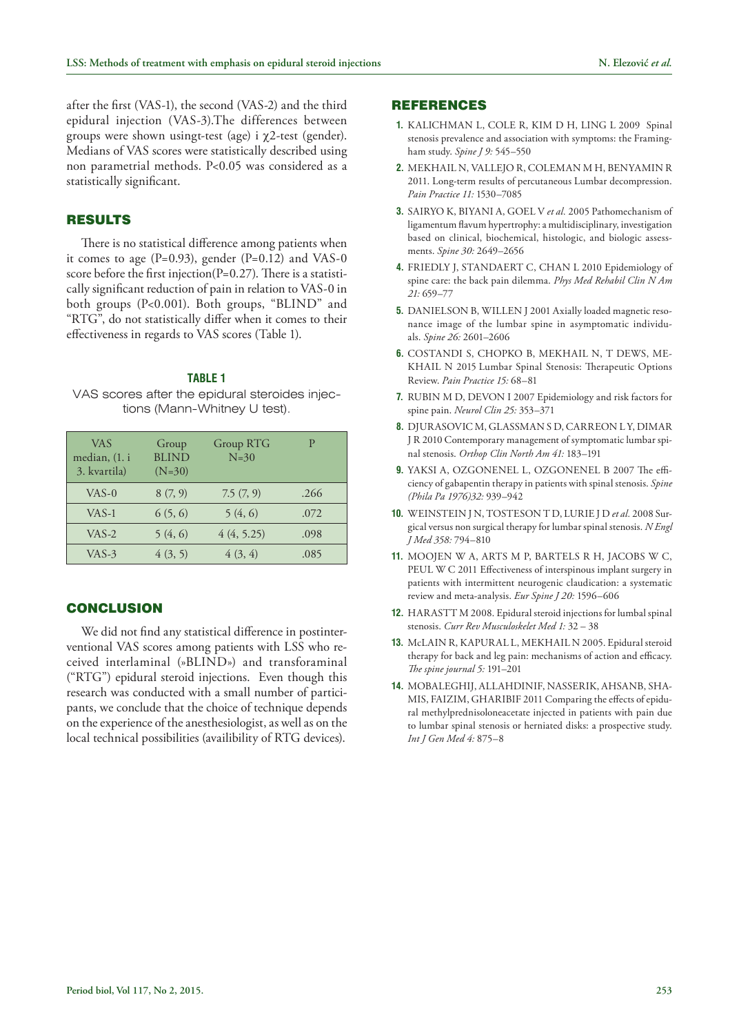after the first (VAS-1), the second (VAS-2) and the third epidural injection (VAS-3).The differences between groups were shown usingt-test (age) i $\chi 2$-test (gender). Medians of VAS scores were statistically described using non parametrial methods. P<0.05 was considered as a statistically significant.

## RESULTS

There is no statistical difference among patients when it comes to age (P=0.93), gender (P=0.12) and VAS-0 score before the first injection(P=0.27). There is a statistically significant reduction of pain in relation to VAS-0 in both groups (P<0.001). Both groups, "BLIND" and "RTG", do not statistically differ when it comes to their effectiveness in regards to VAS scores (Table 1).

**TABLE 1**

VAS scores after the epidural steroides injections (Mann-Whitney U test).

| VAS median, (1. i 3. kvartila) | Group BLIND (N=30) | Group RTG N=30 | P |
|---|---|---|---|
| VAS-0 | 8 (7, 9) | 7.5 (7, 9) | .266 |
| VAS-1 | 6 (5, 6) | 5 (4, 6) | .072 |
| VAS-2 | 5 (4, 6) | 4 (4, 5.25) | .098 |
| VAS-3 | 4 (3, 5) | 4 (3, 4) | .085 |

## CONCLUSION

We did not find any statistical difference in postinterventional VAS scores among patients with LSS who received interlaminar (»BLIND») and transforaminal ("RTG") epidural steroid injections. Even though this research was conducted with a small number of participants, we conclude that the choice of technique depends on the experience of the anesthesiologist, as well as on the local technical possibilities (availibility of RTG devices).

## REFERENCES

1. KALICHMAN L, COLE R, KIM D H, LING L 2009 Spinal stenosis prevalence and association with symptoms: the Framingham study. *Spine J 9:* 545–550
2. MEKHAIL N, VALLEJO R, COLEMAN M H, BENYAMIN R 2011. Long-term results of percutaneous Lumbar decompression. *Pain Practice 11:* 1530–7085
3. SAIRYO K, BIYANI A, GOEL V *et al.* 2005 Pathomechanism of ligamentum flavum hypertrophy: a multidisciplinary, investigation based on clinical, biochemical, histologic, and biologic assessments. *Spine 30:* 2649–2656
4. FRIEDLY J, STANDAERT C, CHAN L 2010 Epidemiology of spine care: the back pain dilemma. *Phys Med Rehabil Clin N Am 21:* 659–77
5. DANIELSON B, WILLEN J 2001 Axially loaded magnetic resonance image of the lumbar spine in asymptomatic individuals. *Spine 26:* 2601–2606
6. COSTANDI S, CHOPKO B, MEKHAIL N, T DEWS, MEKHAIL N 2015 Lumbar Spinal Stenosis: Therapeutic Options Review. *Pain Practice 15:* 68–81
7. RUBIN M D, DEVON I 2007 Epidemiology and risk factors for spine pain. *Neurol Clin 25:* 353–371
8. DJURASOVIC M, GLASSMAN S D, CARREON L Y, DIMAR J R 2010 Contemporary management of symptomatic lumbar spinal stenosis. *Orthop Clin North Am 41:* 183–191
9. YAKSI A, OZGONENEL L, OZGONENEL B 2007 The efficiency of gabapentin therapy in patients with spinal stenosis. *Spine (Phila Pa 1976)32:* 939–942
10. WEINSTEIN J N, TOSTESON T D, LURIE J D *et al.* 2008 Surgical versus non surgical therapy for lumbar spinal stenosis. *N Engl J Med 358:* 794–810
11. MOOJEN W A, ARTS M P, BARTELS R H, JACOBS W C, PEUL W C 2011 Effectiveness of interspinous implant surgery in patients with intermittent neurogenic claudication: a systematic review and meta-analysis. *Eur Spine J 20:* 1596–606
12. HARASTT M 2008. Epidural steroid injections for lumbal spinal stenosis. *Curr Rev Musculoskelet Med 1:* 32 – 38
13. McLAIN R, KAPURAL L, MEKHAIL N 2005. Epidural steroid therapy for back and leg pain: mechanisms of action and efficacy. *The spine journal 5:* 191–201
14. MOBALEGHIJ, ALLAHDINIF, NASSERIK, AHSANB, SHAMIS, FAIZIM, GHARIBIF 2011 Comparing the effects of epidural methylprednisoloneacetate injected in patients with pain due to lumbar spinal stenosis or herniated disks: a prospective study. *Int J Gen Med 4:* 875–8